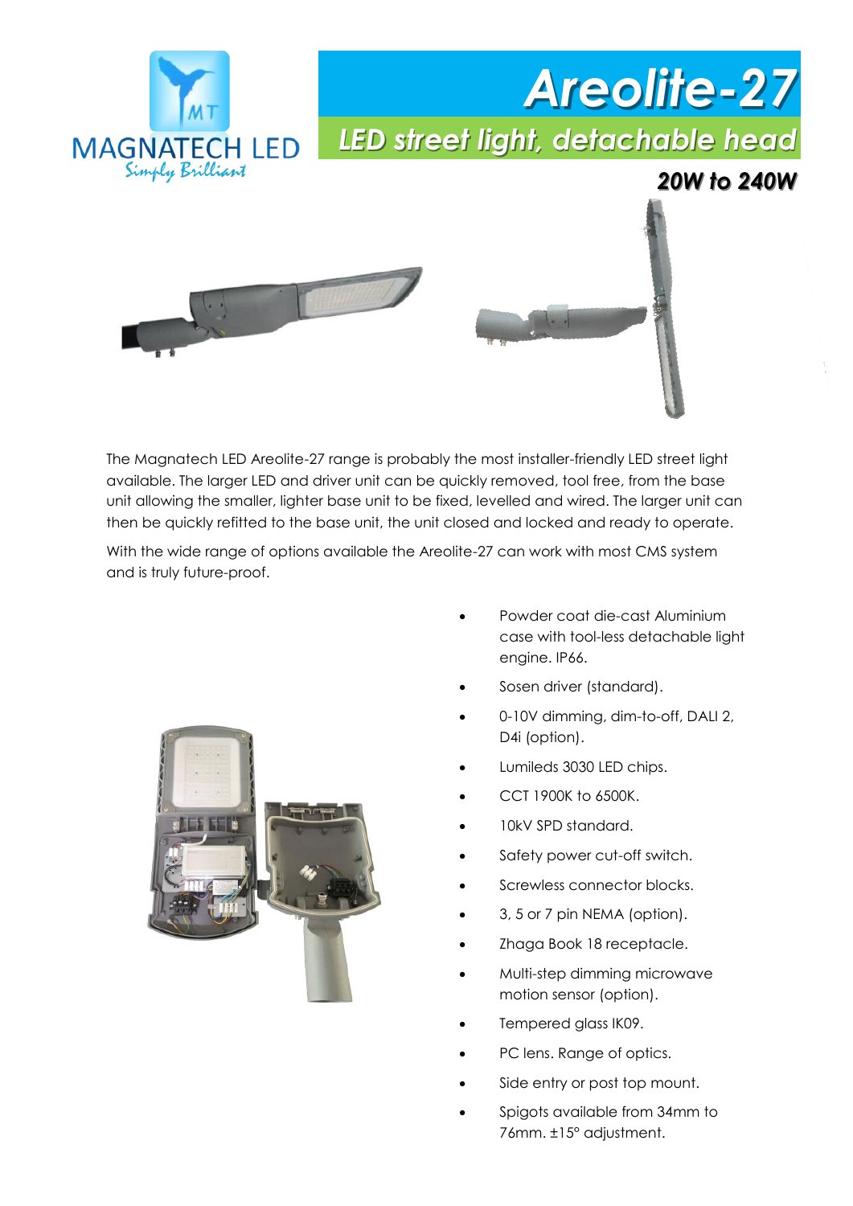MAGNATECH LED
*Simply Brilliant*

# Areolite-27

## *LED street light, detachable head*

***20W to 240W***

The Magnatech LED Areolite-27 range is probably the most installer-friendly LED street light available. The larger LED and driver unit can be quickly removed, tool free, from the base unit allowing the smaller, lighter base unit to be fixed, levelled and wired. The larger unit can then be quickly refitted to the base unit, the unit closed and locked and ready to operate.

With the wide range of options available the Areolite-27 can work with most CMS system and is truly future-proof.

- Powder coat die-cast Aluminium case with tool-less detachable light engine. IP66.
- Sosen driver (standard).
- 0-10V dimming, dim-to-off, DALI 2, D4i (option).
- Lumileds 3030 LED chips.
- CCT 1900K to 6500K.
- 10kV SPD standard.
- Safety power cut-off switch.
- Screwless connector blocks.
- 3, 5 or 7 pin NEMA (option).
- Zhaga Book 18 receptacle.
- Multi-step dimming microwave motion sensor (option).
- Tempered glass IK09.
- PC lens. Range of optics.
- Side entry or post top mount.
- Spigots available from 34mm to 76mm. ±15° adjustment.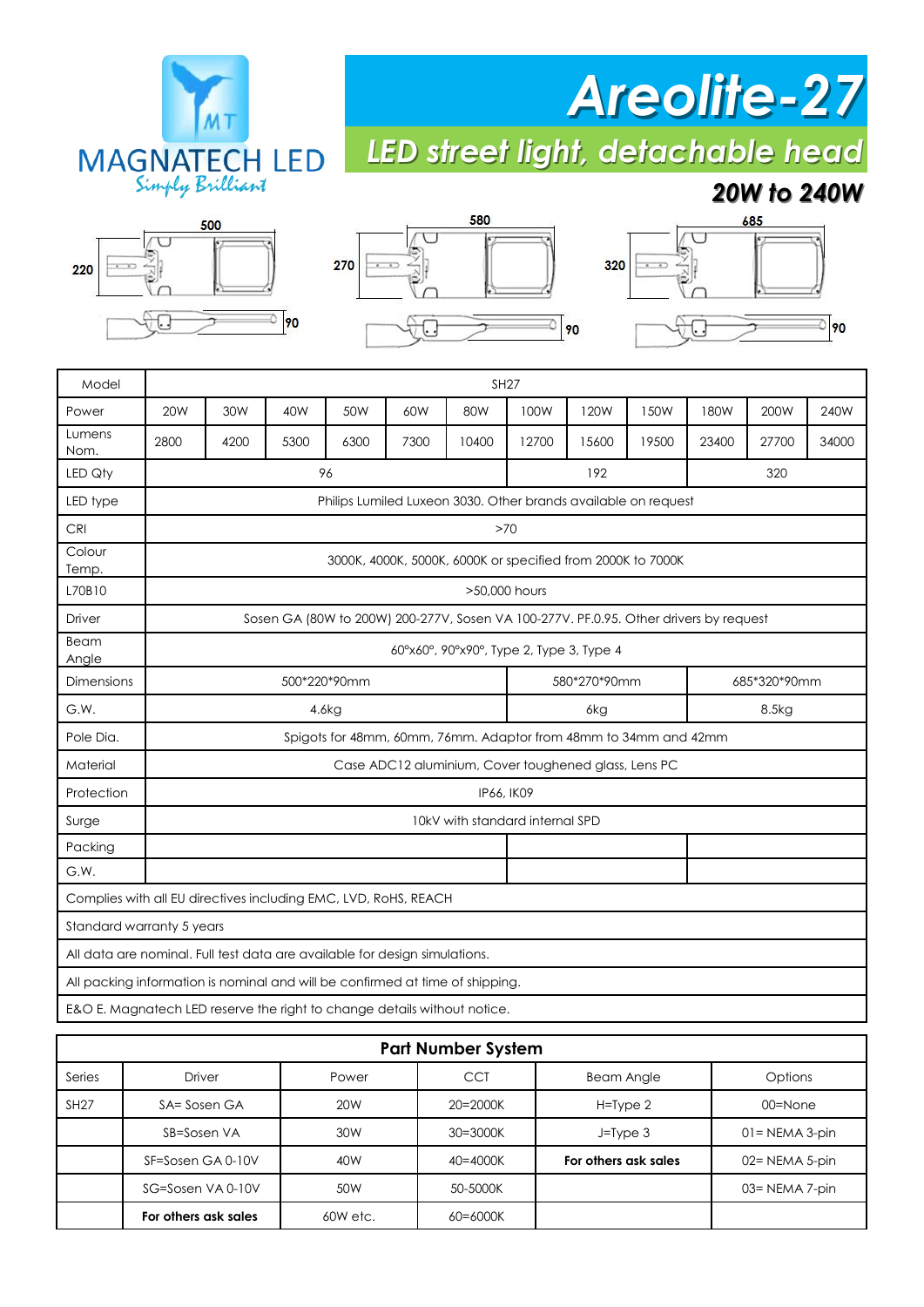MAGNATECH LED

Simply Brilliant

# Areolite-27

## LED street light, detachable head

### 20W to 240W

| Model | SH27 | | | | | | | | | | | |
|---|---|---|---|---|---|---|---|---|---|---|---|---|
| Power | 20W | 30W | 40W | 50W | 60W | 80W | 100W | 120W | 150W | 180W | 200W | 240W |
| Lumens Nom. | 2800 | 4200 | 5300 | 6300 | 7300 | 10400 | 12700 | 15600 | 19500 | 23400 | 27700 | 34000 |
| LED Qty | 96 | | | | | | 192 | | | 320 | | |
| LED type | Philips Lumiled Luxeon 3030. Other brands available on request | | | | | | | | | | | |
| CRI | >70 | | | | | | | | | | | |
| Colour Temp. | 3000K, 4000K, 5000K, 6000K or specified from 2000K to 7000K | | | | | | | | | | | |
| L70B10 | >50,000 hours | | | | | | | | | | | |
| Driver | Sosen GA (80W to 200W) 200-277V, Sosen VA 100-277V. PF.0.95. Other drivers by request | | | | | | | | | | | |
| Beam Angle | 60°x60°, 90°x90°, Type 2, Type 3, Type 4 | | | | | | | | | | | |
| Dimensions | 500*220*90mm | | | | | | 580*270*90mm | | | 685*320*90mm | | |
| G.W. | 4.6kg | | | | | | 6kg | | | 8.5kg | | |
| Pole Dia. | Spigots for 48mm, 60mm, 76mm. Adaptor from 48mm to 34mm and 42mm | | | | | | | | | | | |
| Material | Case ADC12 aluminium, Cover toughened glass, Lens PC | | | | | | | | | | | |
| Protection | IP66, IK09 | | | | | | | | | | | |
| Surge | 10kV with standard internal SPD | | | | | | | | | | | |
| Packing | | | | | | | | | | | | |
| G.W. | | | | | | | | | | | | |

Complies with all EU directives including EMC, LVD, RoHS, REACH

Standard warranty 5 years

All data are nominal. Full test data are available for design simulations.

All packing information is nominal and will be confirmed at time of shipping.

E&O E. Magnatech LED reserve the right to change details without notice.

**Part Number System**

| Series | Driver | Power | CCT | Beam Angle | Options |
|---|---|---|---|---|---|
| SH27 | SA= Sosen GA | 20W | 20=2000K | H=Type 2 | 00=None |
| | SB=Sosen VA | 30W | 30=3000K | J=Type 3 | 01= NEMA 3-pin |
| | SF=Sosen GA 0-10V | 40W | 40=4000K | **For others ask sales** | 02= NEMA 5-pin |
| | SG=Sosen VA 0-10V | 50W | 50-5000K | | 03= NEMA 7-pin |
| | **For others ask sales** | 60W etc. | 60=6000K | | |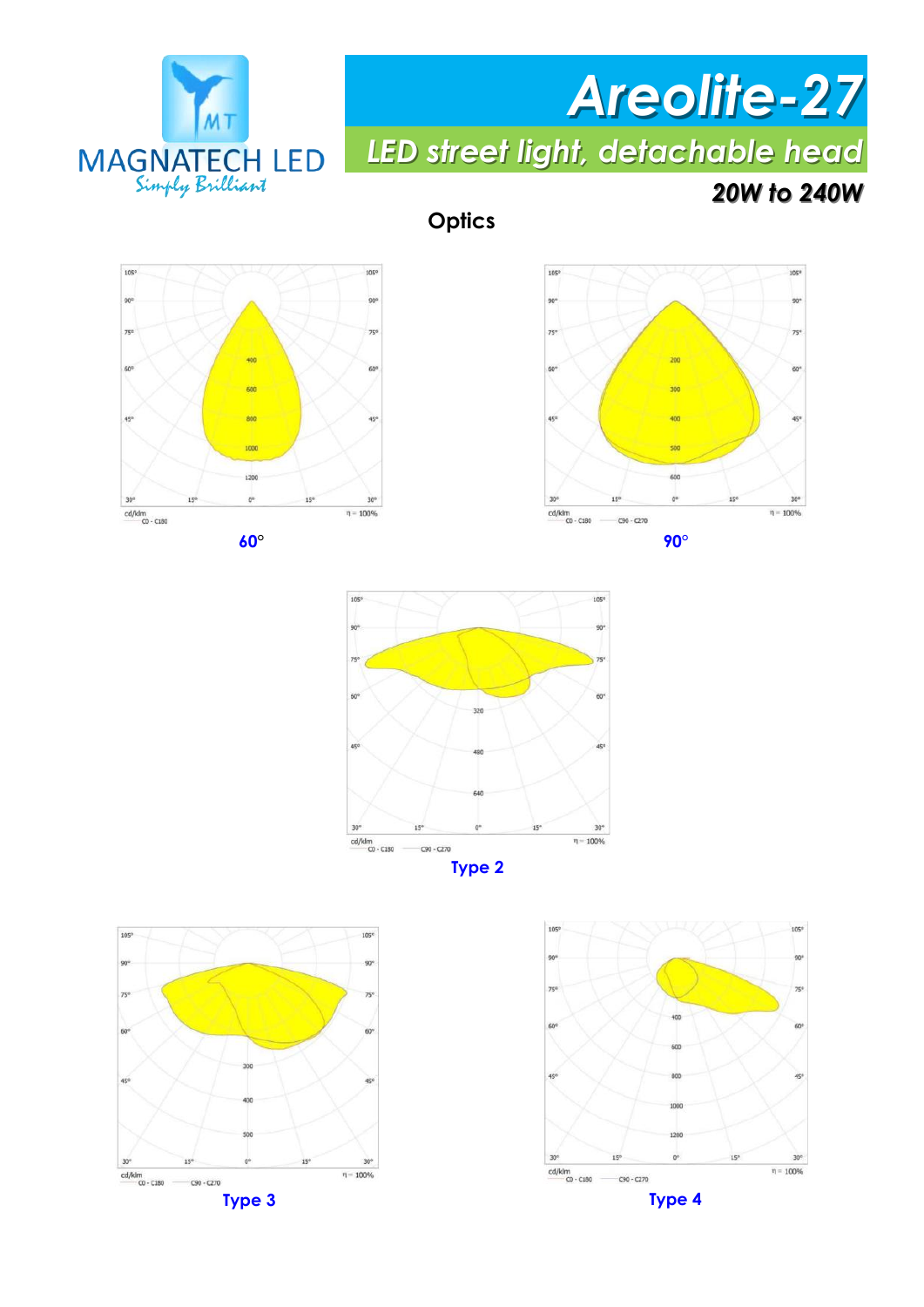# Areolite-27

## LED street light, detachable head

**20W to 240W**

### Optics

60°

90°

Type 2

Type 3

Type 4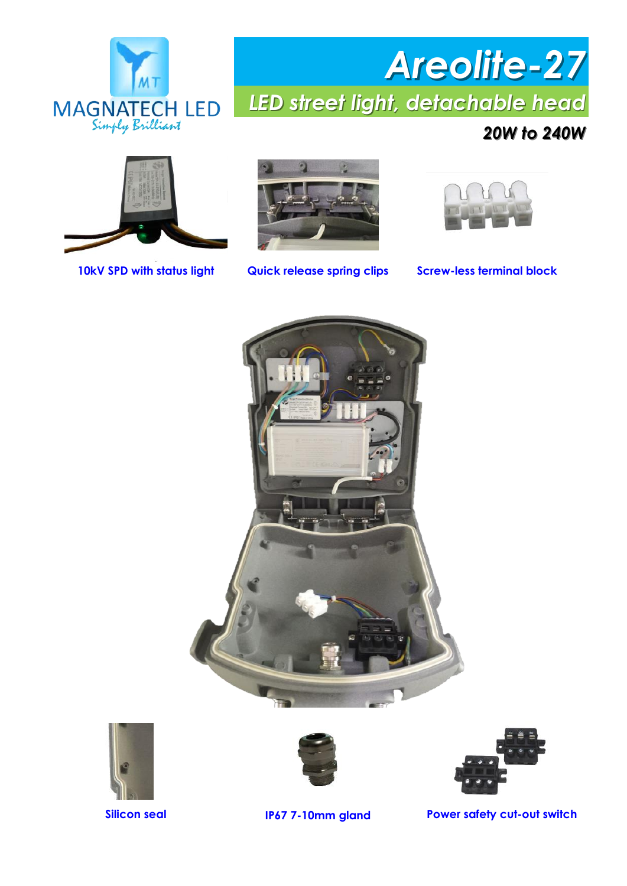MAGNATECH LED
*Simply Brilliant*

# Areolite-27

## LED street light, detachable head

**20W to 240W**

10kV SPD with status light

Quick release spring clips

Screw-less terminal block

Silicon seal

IP67 7-10mm gland

Power safety cut-out switch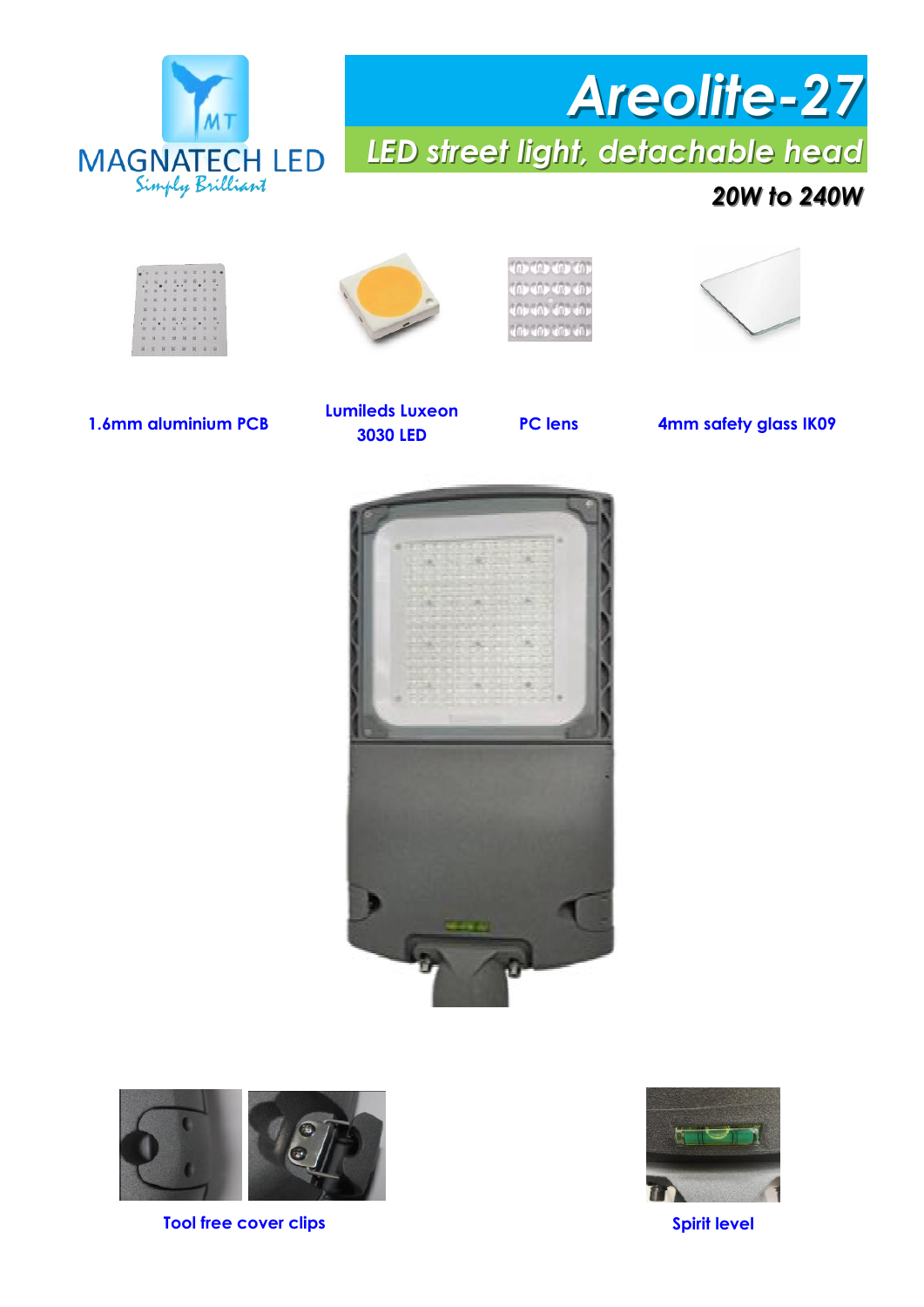MAGNATECH LED

Simply Brilliant

# Areolite-27

## LED street light, detachable head

**20W to 240W**

1.6mm aluminium PCB

Lumileds Luxeon 3030 LED

PC lens

4mm safety glass IK09

Tool free cover clips

Spirit level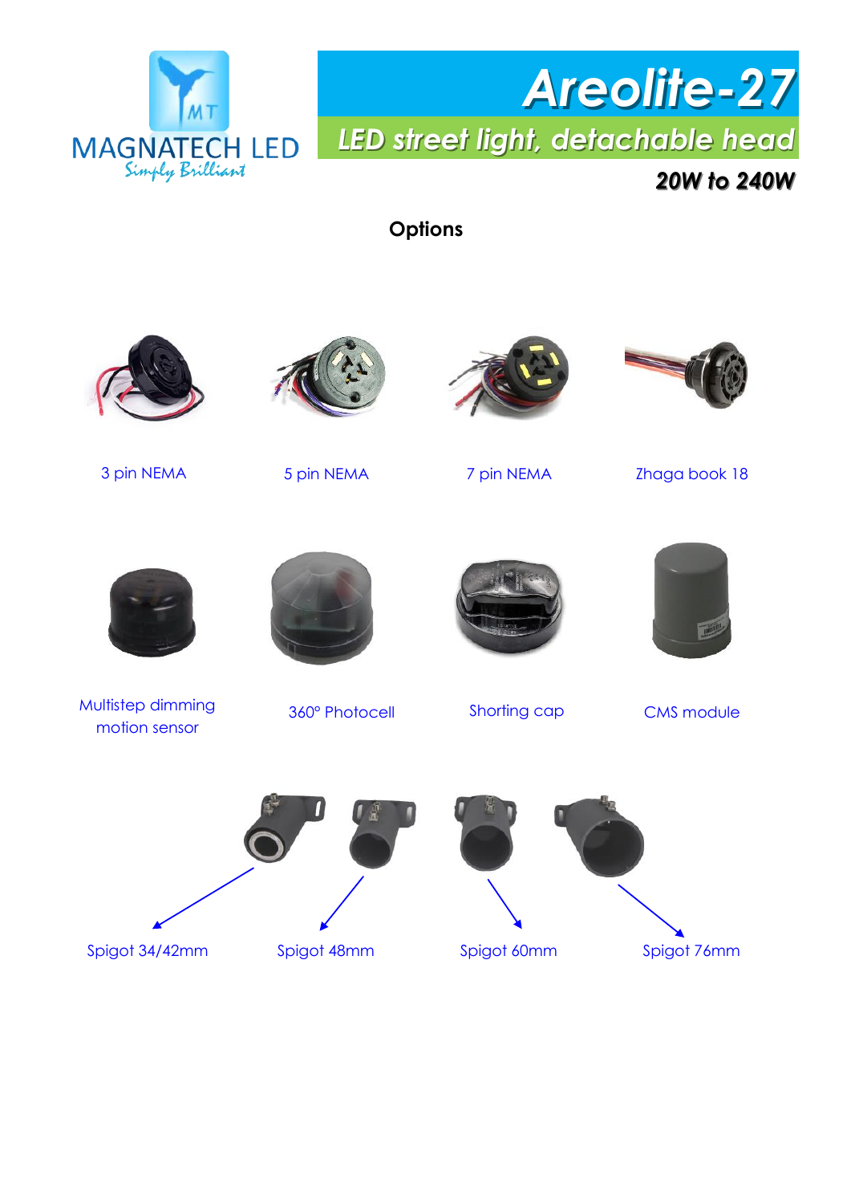MAGNATECH LED
Simply Brilliant

# Areolite-27

## LED street light, detachable head

### 20W to 240W

**Options**

3 pin NEMA

5 pin NEMA

7 pin NEMA

Zhaga book 18

Multistep dimming motion sensor

360° Photocell

Shorting cap

CMS module

Spigot 34/42mm

Spigot 48mm

Spigot 60mm

Spigot 76mm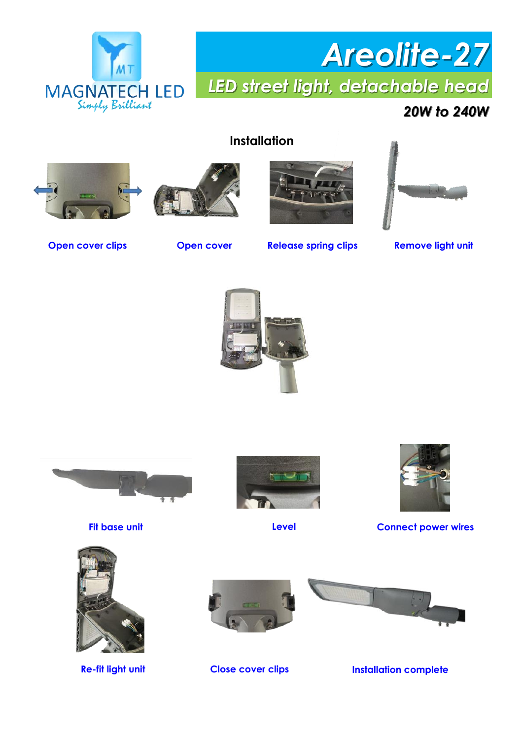MAGNATECH LED

Simply Brilliant

# Areolite-27

## LED street light, detachable head

**20W to 240W**

## Installation

Open cover clips

Open cover

Release spring clips

Remove light unit

Fit base unit

Level

Connect power wires

Re-fit light unit

Close cover clips

Installation complete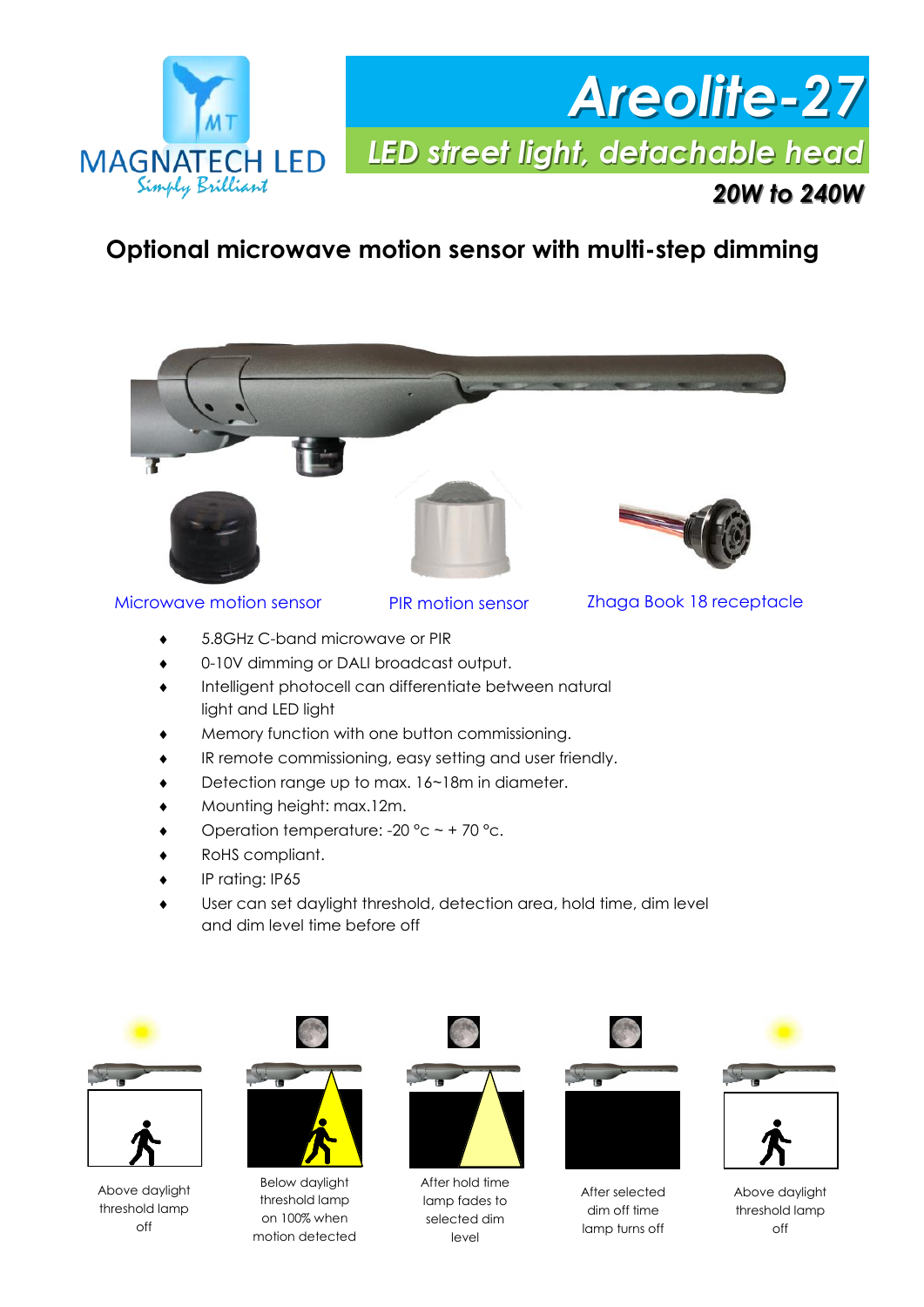MAGNATECH LED

Simply Brilliant

# Areolite-27

## LED street light, detachable head

**20W to 240W**

## Optional microwave motion sensor with multi-step dimming

Microwave motion sensor

PIR motion sensor

Zhaga Book 18 receptacle

- 5.8GHz C-band microwave or PIR
- 0-10V dimming or DALI broadcast output.
- Intelligent photocell can differentiate between natural light and LED light
- Memory function with one button commissioning.
- IR remote commissioning, easy setting and user friendly.
- Detection range up to max. 16~18m in diameter.
- Mounting height: max.12m.
- Operation temperature: -20 °c ~ + 70 °c.
- RoHS compliant.
- IP rating: IP65
- User can set daylight threshold, detection area, hold time, dim level and dim level time before off

Above daylight threshold lamp off

Below daylight threshold lamp on 100% when motion detected

After hold time lamp fades to selected dim level

After selected dim off time lamp turns off

Above daylight threshold lamp off